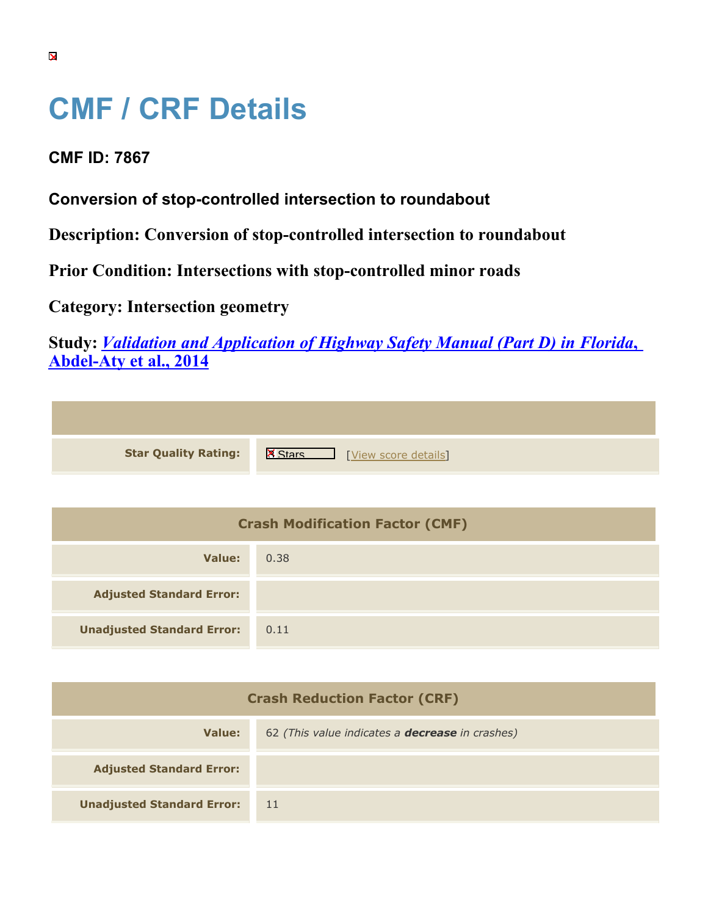# CMF / CRF Details

**CMF ID: 7867**

**Conversion of stop-controlled intersection to roundabout**

**Description: Conversion of stop-controlled intersection to roundabout**

**Prior Condition: Intersections with stop-controlled minor roads**

**Category: Intersection geometry**

**Study: *Validation and Application of Highway Safety Manual (Part D) in Florida, Abdel-Aty et al., 2014***

| | |
|---|---|
| **Star Quality Rating:** | 3 Stars [View score details] |

| Crash Modification Factor (CMF) | |
|---|---|
| **Value:** | 0.38 |
| **Adjusted Standard Error:** | |
| **Unadjusted Standard Error:** | 0.11 |

| Crash Reduction Factor (CRF) | |
|---|---|
| **Value:** | 62 *(This value indicates a **decrease** in crashes)* |
| **Adjusted Standard Error:** | |
| **Unadjusted Standard Error:** | 11 |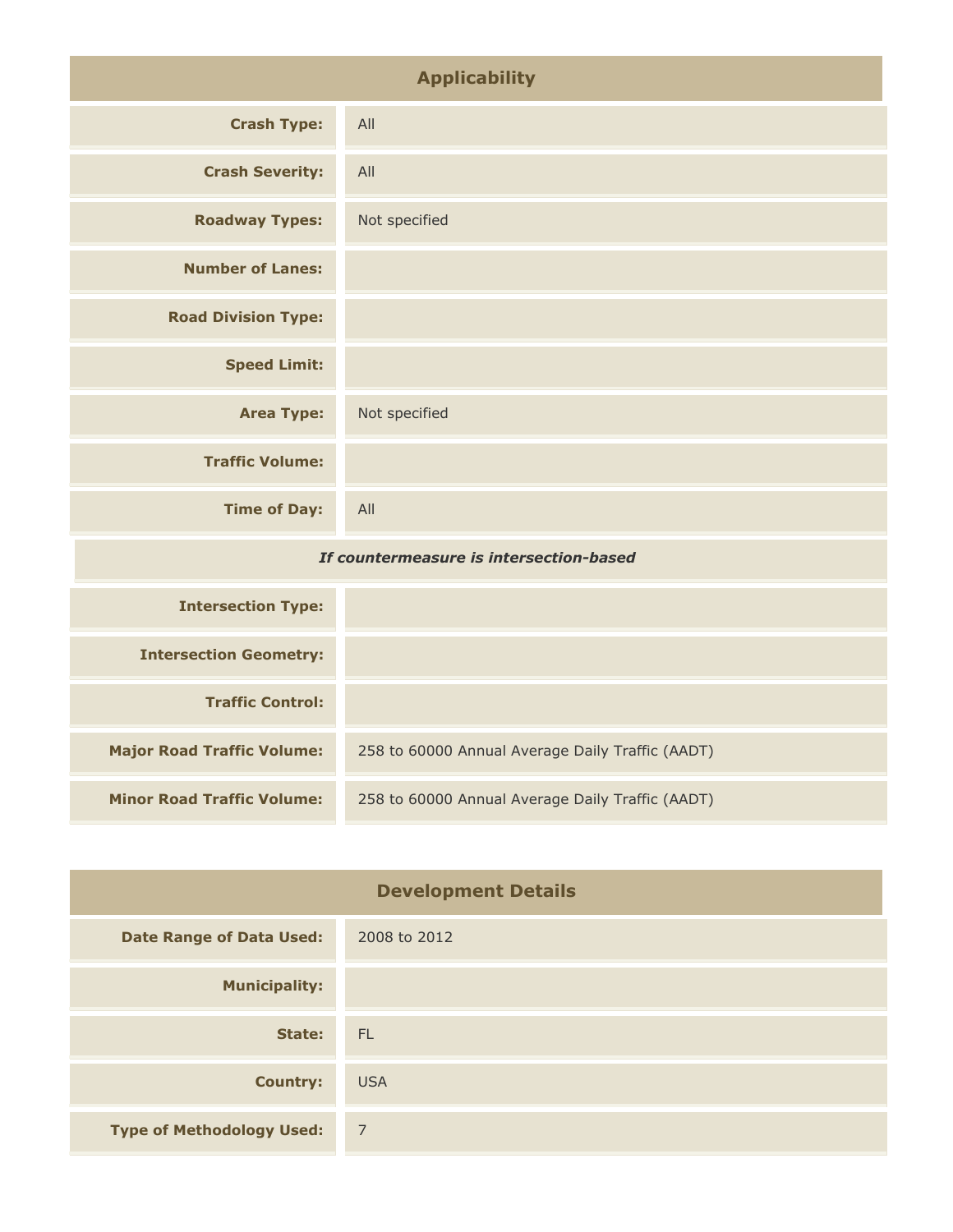## Applicability

| | |
|---|---|
| **Crash Type:** | All |
| **Crash Severity:** | All |
| **Roadway Types:** | Not specified |
| **Number of Lanes:** | |
| **Road Division Type:** | |
| **Speed Limit:** | |
| **Area Type:** | Not specified |
| **Traffic Volume:** | |
| **Time of Day:** | All |
| ***If countermeasure is intersection-based*** | |
| **Intersection Type:** | |
| **Intersection Geometry:** | |
| **Traffic Control:** | |
| **Major Road Traffic Volume:** | 258 to 60000 Annual Average Daily Traffic (AADT) |
| **Minor Road Traffic Volume:** | 258 to 60000 Annual Average Daily Traffic (AADT) |

## Development Details

| | |
|---|---|
| **Date Range of Data Used:** | 2008 to 2012 |
| **Municipality:** | |
| **State:** | FL |
| **Country:** | USA |
| **Type of Methodology Used:** | 7 |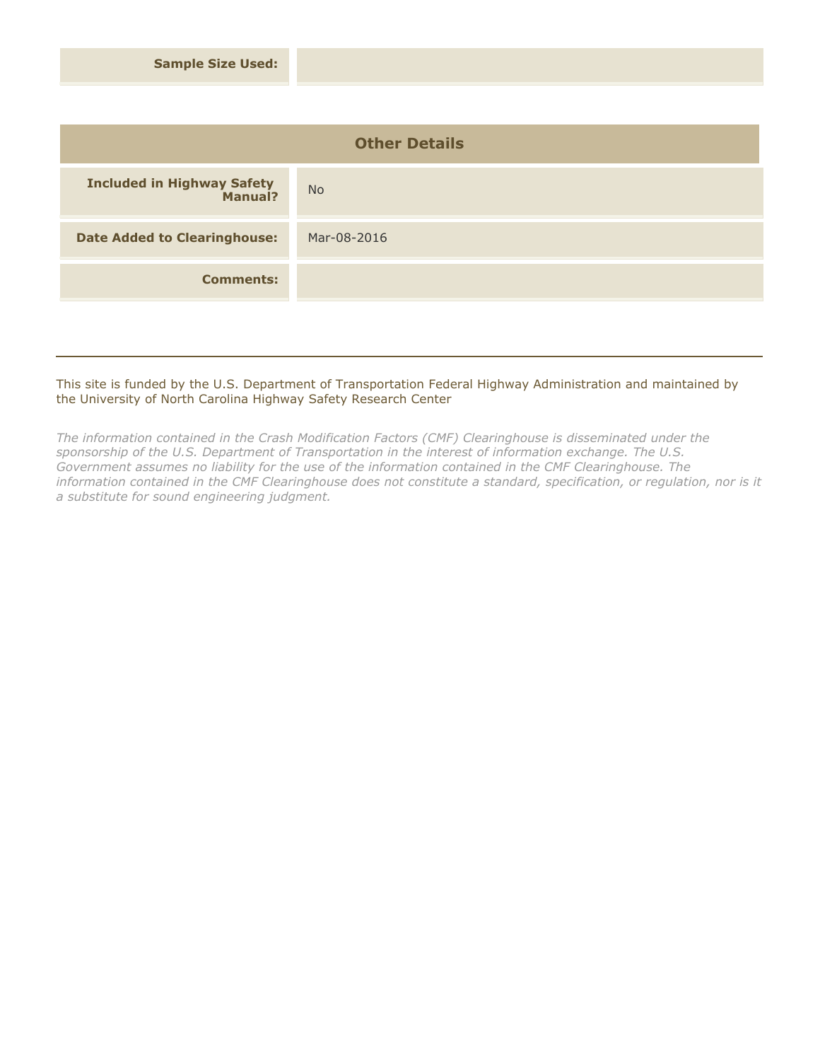| | |
|---|---|
| **Sample Size Used:** | |

## Other Details

| | |
|---|---|
| **Included in Highway Safety Manual?** | No |
| **Date Added to Clearinghouse:** | Mar-08-2016 |
| **Comments:** | |

---

This site is funded by the U.S. Department of Transportation Federal Highway Administration and maintained by the University of North Carolina Highway Safety Research Center

*The information contained in the Crash Modification Factors (CMF) Clearinghouse is disseminated under the sponsorship of the U.S. Department of Transportation in the interest of information exchange. The U.S. Government assumes no liability for the use of the information contained in the CMF Clearinghouse. The information contained in the CMF Clearinghouse does not constitute a standard, specification, or regulation, nor is it a substitute for sound engineering judgment.*